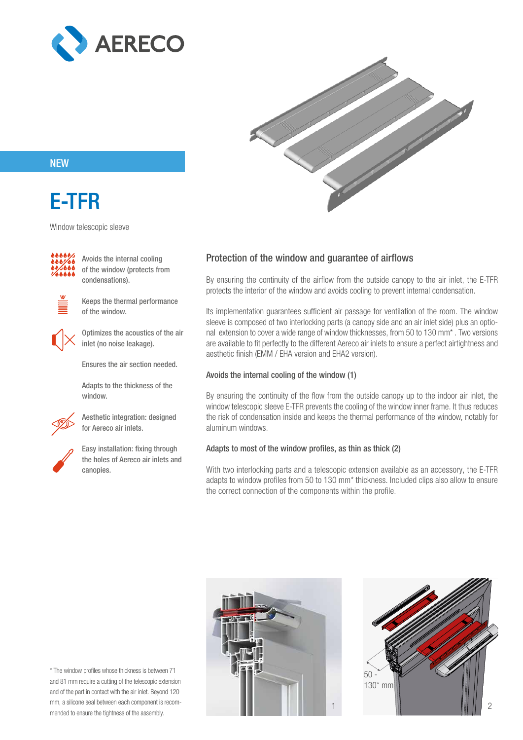NEW

# E-TFR

Window telescopic sleeve

- Avoids the internal cooling of the window (protects from condensations).
- Keeps the thermal performance of the window.
- Optimizes the acoustics of the air inlet (no noise leakage).
- Ensures the air section needed.
- Adapts to the thickness of the window.
- Aesthetic integration: designed for Aereco air inlets.
- Easy installation: fixing through the holes of Aereco air inlets and canopies.

## Protection of the window and guarantee of airflows

By ensuring the continuity of the airflow from the outside canopy to the air inlet, the E-TFR protects the interior of the window and avoids cooling to prevent internal condensation.

Its implementation guarantees sufficient air passage for ventilation of the room. The window sleeve is composed of two interlocking parts (a canopy side and an air inlet side) plus an optional extension to cover a wide range of window thicknesses, from 50 to 130 mm* . Two versions are available to fit perfectly to the different Aereco air inlets to ensure a perfect airtightness and aesthetic finish (EMM / EHA version and EHA2 version).

### Avoids the internal cooling of the window (1)

By ensuring the continuity of the flow from the outside canopy up to the indoor air inlet, the window telescopic sleeve E-TFR prevents the cooling of the window inner frame. It thus reduces the risk of condensation inside and keeps the thermal performance of the window, notably for aluminum windows.

### Adapts to most of the window profiles, as thin as thick (2)

With two interlocking parts and a telescopic extension available as an accessory, the E-TFR adapts to window profiles from 50 to 130 mm* thickness. Included clips also allow to ensure the correct connection of the components within the profile.

1

50 - 130* mm

2

\* The window profiles whose thickness is between 71 and 81 mm require a cutting of the telescopic extension and of the part in contact with the air inlet. Beyond 120 mm, a silicone seal between each component is recommended to ensure the tightness of the assembly.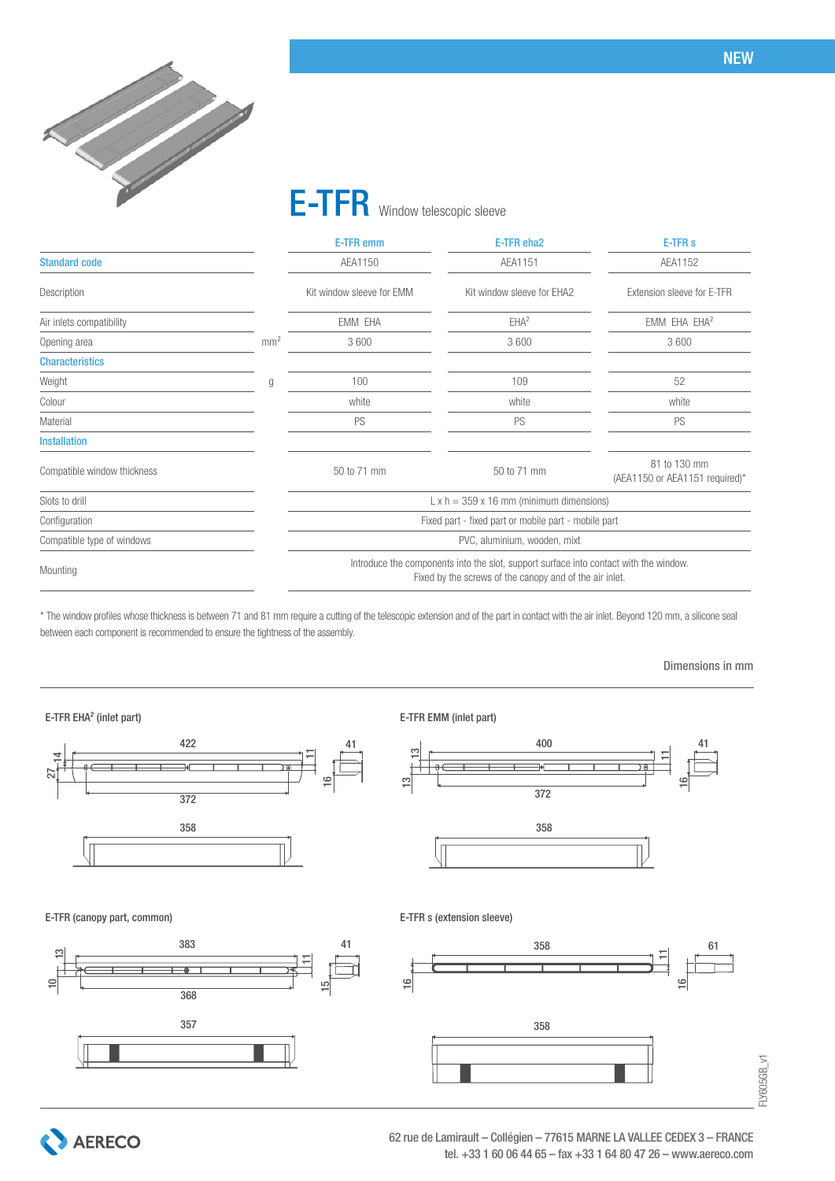NEW

# E-TFR Window telescopic sleeve

| | | E-TFR emm | E-TFR eha2 | E-TFR s |
|---|---|---|---|---|
| **Standard code** | | AEA1150 | AEA1151 | AEA1152 |
| Description | | Kit window sleeve for EMM | Kit window sleeve for EHA2 | Extension sleeve for E-TFR |
| Air inlets compatibility | | EMM EHA | $EHA^2$ | EMM EHA $EHA^2$ |
| Opening area | $mm^2$ | 3 600 | 3 600 | 3 600 |
| **Characteristics** | | | | |
| Weight | g | 100 | 109 | 52 |
| Colour | | white | white | white |
| Material | | PS | PS | PS |
| **Installation** | | | | |
| Compatible window thickness | | 50 to 71 mm | 50 to 71 mm | 81 to 130 mm (AEA1150 or AEA1151 required)* |
| Slots to drill | | L x h = 359 x 16 mm (minimum dimensions) | | |
| Configuration | | Fixed part - fixed part or mobile part - mobile part | | |
| Compatible type of windows | | PVC, aluminium, wooden, mixt | | |
| Mounting | | Introduce the components into the slot, support surface into contact with the window. Fixed by the screws of the canopy and of the air inlet. | | |

* The window profiles whose thickness is between 71 and 81 mm require a cutting of the telescopic extension and of the part in contact with the air inlet. Beyond 120 mm, a silicone seal between each component is recommended to ensure the tightness of the assembly.

Dimensions in mm

E-TFR $EHA^2$ (inlet part)

422, 14, 27, 11, 41, 16, 372, 358

E-TFR EMM (inlet part)

400, 13, 13, 11, 41, 16, 372, 358

E-TFR (canopy part, common)

383, 13, 10, 11, 41, 15, 368, 357

E-TFR s (extension sleeve)

358, 16, 11, 61, 16, 358

FLY605GB_v1

AERECO

62 rue de Lamirault – Collégien – 77615 MARNE LA VALLEE CEDEX 3 – FRANCE
tel. +33 1 60 06 44 65 – fax +33 1 64 80 47 26 – www.aereco.com